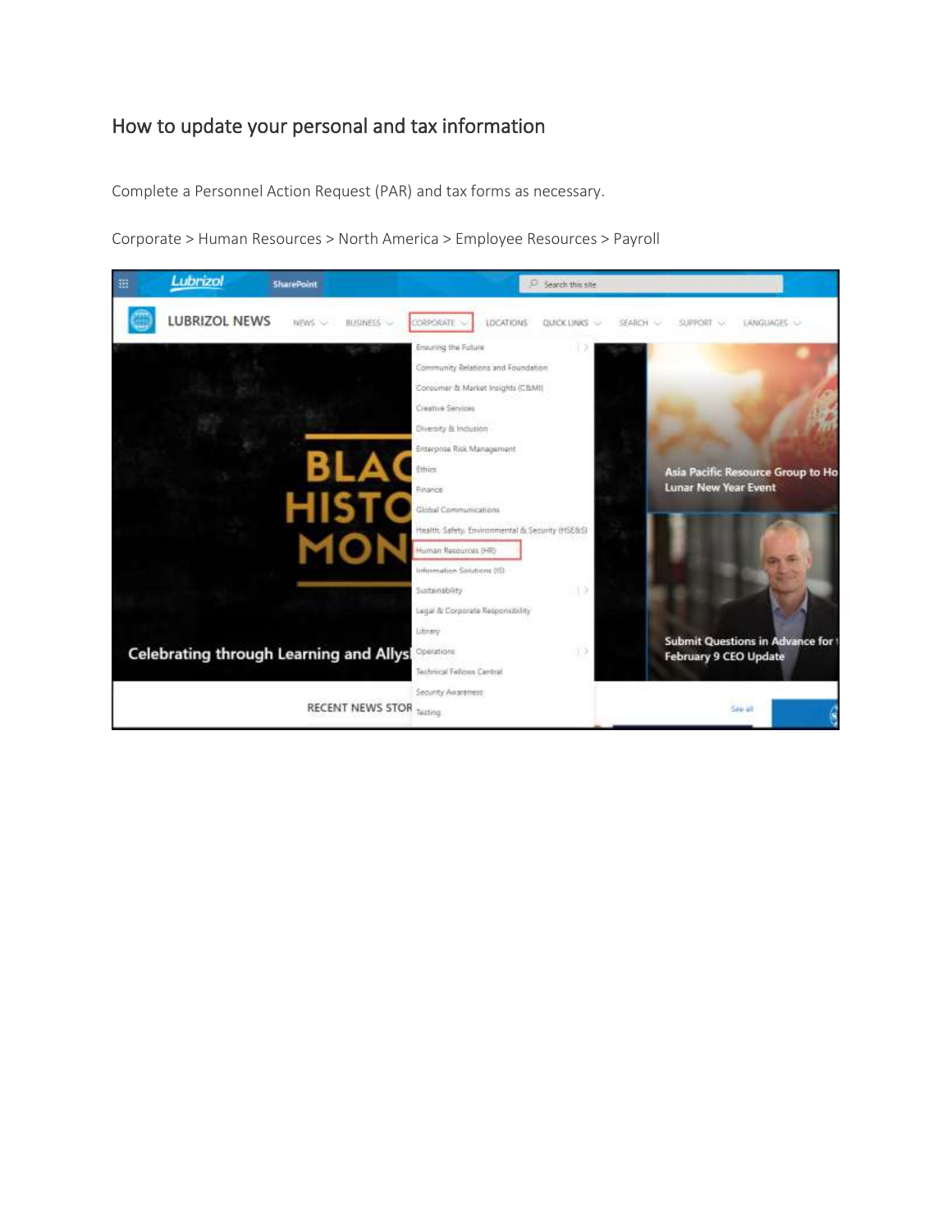# How to update your personal and tax information

Complete a Personnel Action Request (PAR) and tax forms as necessary.

Corporate > Human Resources > North America > Employee Resources > Payroll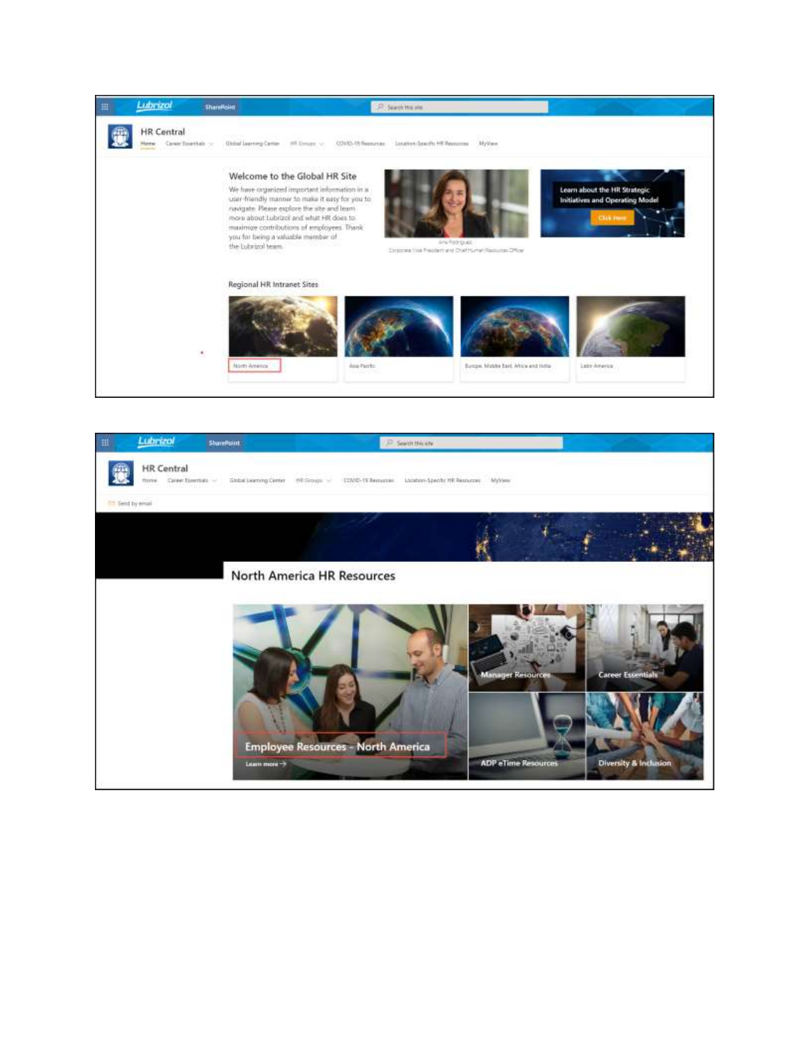Lubrizol SharePoint

HR Central

Home | Career Essentials | Global Learning Center | HR Groups | COVID-19 Resources | Location-Specific HR Resources | MyView

## Welcome to the Global HR Site

We have organized important information in a user-friendly manner to make it easy for you to navigate. Please explore the site and learn more about Lubrizol and what HR does to maximize contributions of employees. Thank you for being a valuable member of the Lubrizol team.

Ana Rodriguez
Corporate Vice President and Chief Human Resources Officer

Learn about the HR Strategic Initiatives and Operating Model

Click Here

### Regional HR Intranet Sites

North America | Asia Pacific | Europe, Middle East, Africa and India | Latin America

---

Lubrizol SharePoint

HR Central

Home | Career Essentials | Global Learning Center | HR Groups | COVID-19 Resources | Location-Specific HR Resources | MyView

Send by email

## North America HR Resources

Employee Resources - North America

Learn more →

Manager Resources | Career Essentials | ADP eTime Resources | Diversity & Inclusion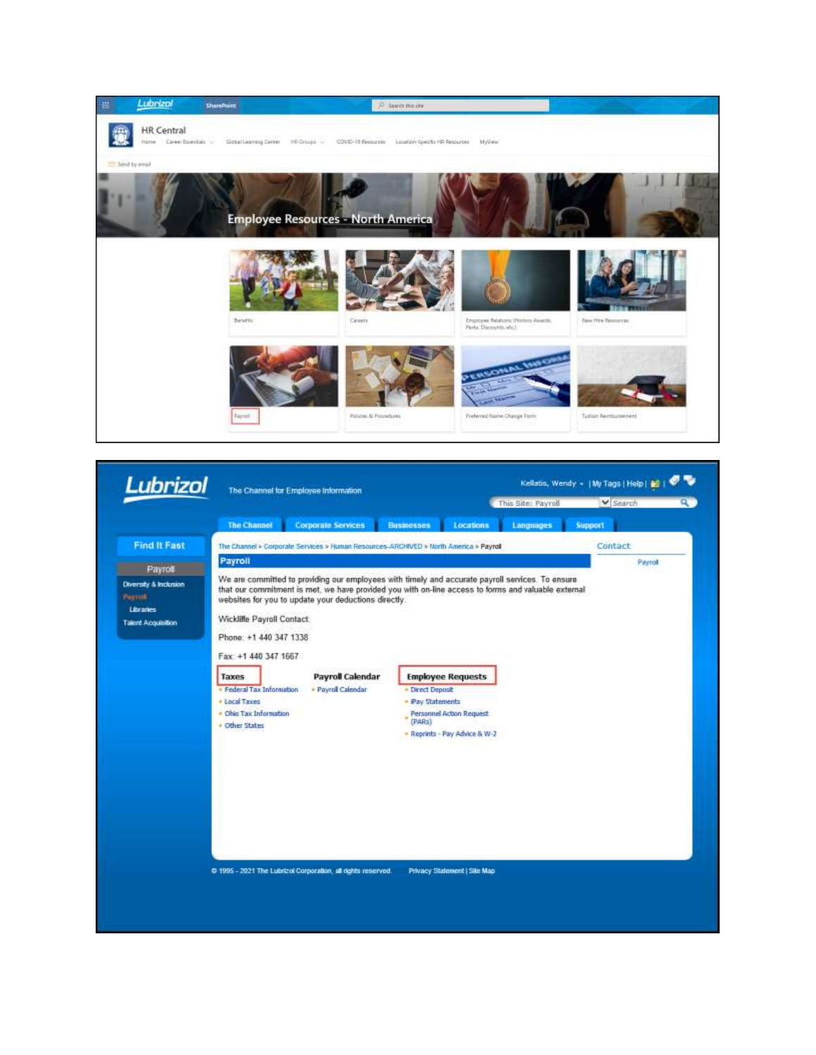Lubrizol SharePoint

HR Central

Home | Career Essentials | Global Learning Center | HR Groups | COVID-19 Resources | Location-Specific HR Resources | MyView

Send by email

## Employee Resources - North America

Benefits | Careers | Employee Relations (History, Awards, Perks, Discounts, etc.) | New Hire Resources

Payroll | Policies & Procedures | Preferred Name Change Form | Tuition Reimbursement

Lubrizol — The Channel for Employee Information

Kellatis, Wendy | My Tags | Help

This Site: Payroll | Search

The Channel | Corporate Services | Businesses | Locations | Languages | Support

Find It Fast

Payroll

- Diversity & Inclusion
- Payroll
  - Libraries
- Talent Acquisition

The Channel > Corporate Services > Human Resources-ARCHIVED > North America > Payroll

## Payroll

We are committed to providing our employees with timely and accurate payroll services. To ensure that our commitment is met, we have provided you with on-line access to forms and valuable external websites for you to update your deductions directly.

Wickliffe Payroll Contact:

Phone: +1 440 347 1338

Fax: +1 440 347 1667

**Taxes**
- Federal Tax Information
- Local Taxes
- Ohio Tax Information
- Other States

**Payroll Calendar**
- Payroll Calendar

**Employee Requests**
- Direct Deposit
- iPay Statements
- Personnel Action Request (PARs)
- Reprints - Pay Advice & W-2

Contact

Payroll

© 1995 - 2021 The Lubrizol Corporation, all rights reserved. Privacy Statement | Site Map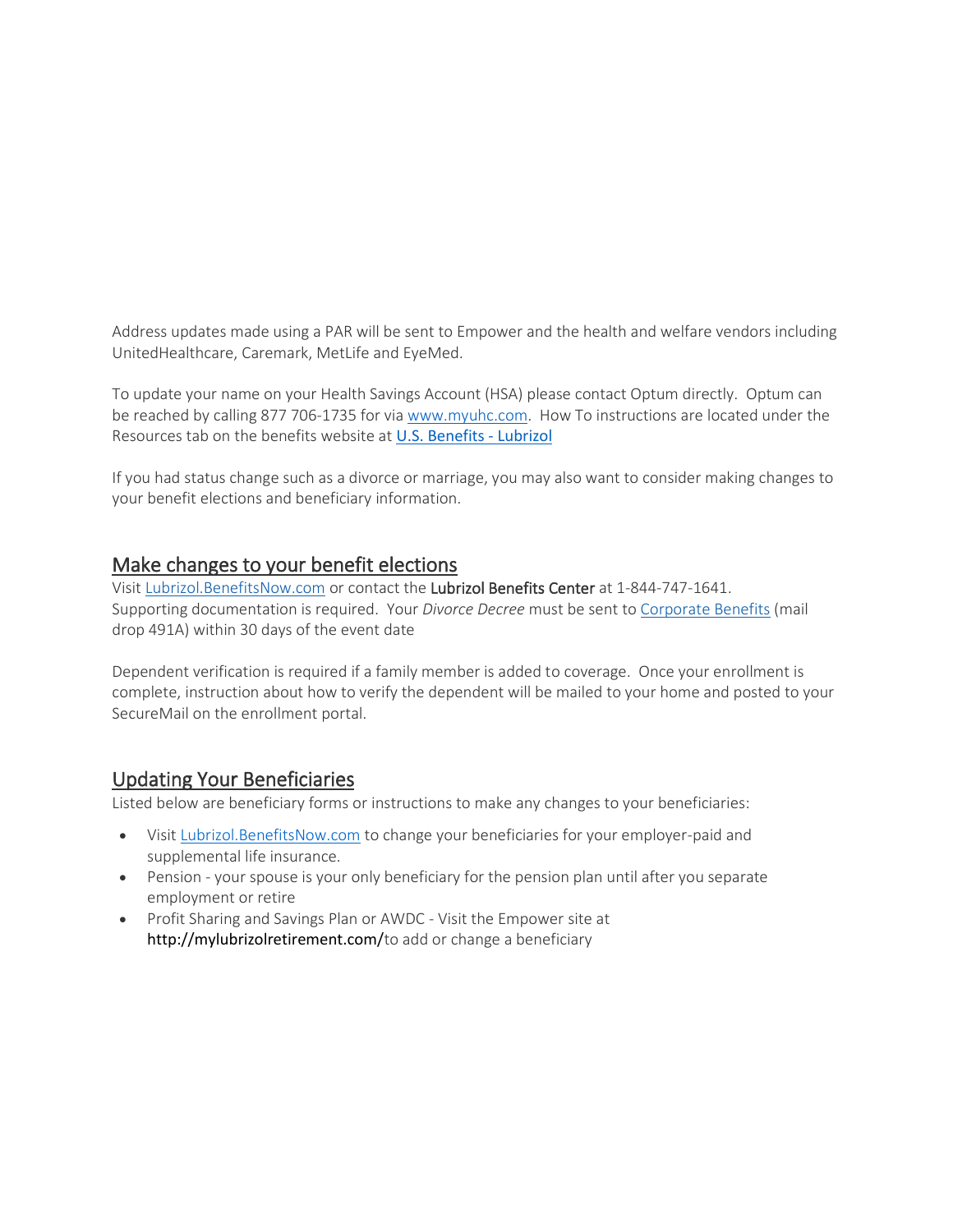Address updates made using a PAR will be sent to Empower and the health and welfare vendors including UnitedHealthcare, Caremark, MetLife and EyeMed.

To update your name on your Health Savings Account (HSA) please contact Optum directly. Optum can be reached by calling 877 706-1735 for via www.myuhc.com. How To instructions are located under the Resources tab on the benefits website at U.S. Benefits - Lubrizol

If you had status change such as a divorce or marriage, you may also want to consider making changes to your benefit elections and beneficiary information.

## Make changes to your benefit elections

Visit Lubrizol.BenefitsNow.com or contact the Lubrizol Benefits Center at 1-844-747-1641. Supporting documentation is required. Your *Divorce Decree* must be sent to Corporate Benefits (mail drop 491A) within 30 days of the event date

Dependent verification is required if a family member is added to coverage. Once your enrollment is complete, instruction about how to verify the dependent will be mailed to your home and posted to your SecureMail on the enrollment portal.

## Updating Your Beneficiaries

Listed below are beneficiary forms or instructions to make any changes to your beneficiaries:

- Visit Lubrizol.BenefitsNow.com to change your beneficiaries for your employer-paid and supplemental life insurance.
- Pension - your spouse is your only beneficiary for the pension plan until after you separate employment or retire
- Profit Sharing and Savings Plan or AWDC - Visit the Empower site at http://mylubrizolretirement.com/to add or change a beneficiary